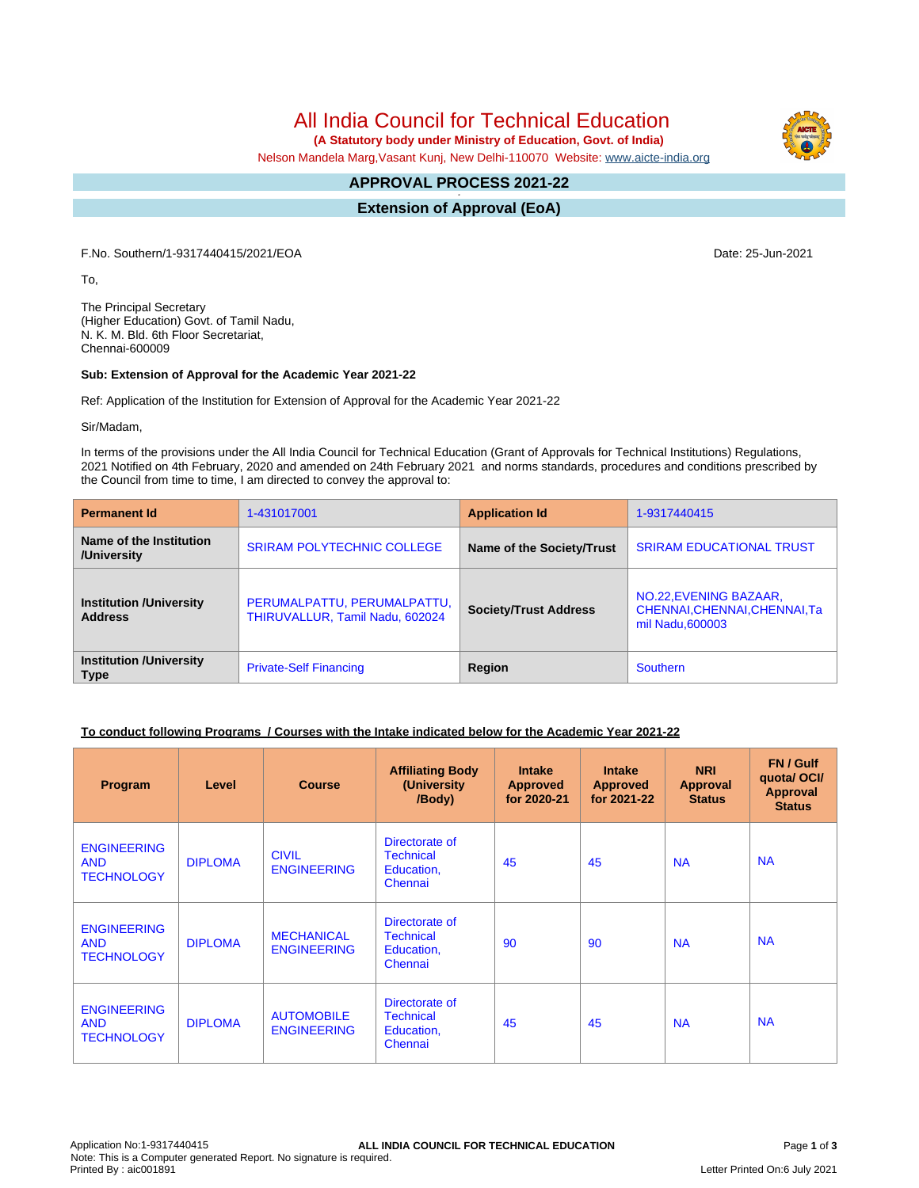# All India Council for Technical Education

**(A Statutory body under Ministry of Education, Govt. of India)**

Nelson Mandela Marg,Vasant Kunj, New Delhi-110070 Website: www.aicte-india.org

## APPROVAL PROCESS 2021-22

## Extension of Approval (EoA)

F.No. Southern/1-9317440415/2021/EOA

Date: 25-Jun-2021

To,

The Principal Secretary
(Higher Education) Govt. of Tamil Nadu,
N. K. M. Bld. 6th Floor Secretariat,
Chennai-600009

**Sub: Extension of Approval for the Academic Year 2021-22**

Ref: Application of the Institution for Extension of Approval for the Academic Year 2021-22

Sir/Madam,

In terms of the provisions under the All India Council for Technical Education (Grant of Approvals for Technical Institutions) Regulations, 2021 Notified on 4th February, 2020 and amended on 24th February 2021 and norms standards, procedures and conditions prescribed by the Council from time to time, I am directed to convey the approval to:

| **Permanent Id** | 1-431017001 | **Application Id** | 1-9317440415 |
|---|---|---|---|
| **Name of the Institution /University** | SRIRAM POLYTECHNIC COLLEGE | **Name of the Society/Trust** | SRIRAM EDUCATIONAL TRUST |
| **Institution /University Address** | PERUMALPATTU, PERUMALPATTU, THIRUVALLUR, Tamil Nadu, 602024 | **Society/Trust Address** | NO.22,EVENING BAZAAR, CHENNAI,CHENNAI,CHENNAI,Tamil Nadu,600003 |
| **Institution /University Type** | Private-Self Financing | **Region** | Southern |

**To conduct following Programs / Courses with the Intake indicated below for the Academic Year 2021-22**

| Program | Level | Course | Affiliating Body (University /Body) | Intake Approved for 2020-21 | Intake Approved for 2021-22 | NRI Approval Status | FN / Gulf quota/ OCI/ Approval Status |
|---|---|---|---|---|---|---|---|
| ENGINEERING AND TECHNOLOGY | DIPLOMA | CIVIL ENGINEERING | Directorate of Technical Education, Chennai | 45 | 45 | NA | NA |
| ENGINEERING AND TECHNOLOGY | DIPLOMA | MECHANICAL ENGINEERING | Directorate of Technical Education, Chennai | 90 | 90 | NA | NA |
| ENGINEERING AND TECHNOLOGY | DIPLOMA | AUTOMOBILE ENGINEERING | Directorate of Technical Education, Chennai | 45 | 45 | NA | NA |

Application No:1-9317440415
Note: This is a Computer generated Report. No signature is required.
Printed By : aic001891

Letter Printed On:6 July 2021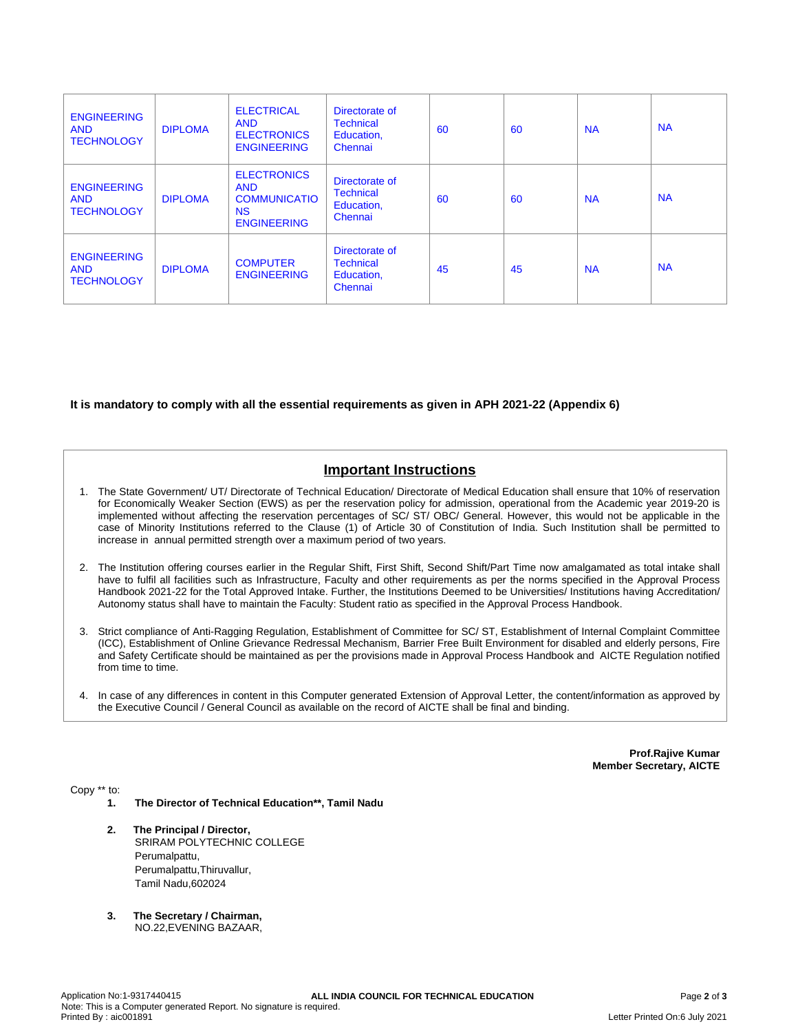| ENGINEERING AND TECHNOLOGY | DIPLOMA | ELECTRICAL AND ELECTRONICS ENGINEERING | Directorate of Technical Education, Chennai | 60 | 60 | NA | NA |
|---|---|---|---|---|---|---|---|
| ENGINEERING AND TECHNOLOGY | DIPLOMA | ELECTRONICS AND COMMUNICATIONS ENGINEERING | Directorate of Technical Education, Chennai | 60 | 60 | NA | NA |
| ENGINEERING AND TECHNOLOGY | DIPLOMA | COMPUTER ENGINEERING | Directorate of Technical Education, Chennai | 45 | 45 | NA | NA |

**It is mandatory to comply with all the essential requirements as given in APH 2021-22 (Appendix 6)**

## Important Instructions

1. The State Government/ UT/ Directorate of Technical Education/ Directorate of Medical Education shall ensure that 10% of reservation for Economically Weaker Section (EWS) as per the reservation policy for admission, operational from the Academic year 2019-20 is implemented without affecting the reservation percentages of SC/ ST/ OBC/ General. However, this would not be applicable in the case of Minority Institutions referred to the Clause (1) of Article 30 of Constitution of India. Such Institution shall be permitted to increase in annual permitted strength over a maximum period of two years.

2. The Institution offering courses earlier in the Regular Shift, First Shift, Second Shift/Part Time now amalgamated as total intake shall have to fulfil all facilities such as Infrastructure, Faculty and other requirements as per the norms specified in the Approval Process Handbook 2021-22 for the Total Approved Intake. Further, the Institutions Deemed to be Universities/ Institutions having Accreditation/ Autonomy status shall have to maintain the Faculty: Student ratio as specified in the Approval Process Handbook.

3. Strict compliance of Anti-Ragging Regulation, Establishment of Committee for SC/ ST, Establishment of Internal Complaint Committee (ICC), Establishment of Online Grievance Redressal Mechanism, Barrier Free Built Environment for disabled and elderly persons, Fire and Safety Certificate should be maintained as per the provisions made in Approval Process Handbook and AICTE Regulation notified from time to time.

4. In case of any differences in content in this Computer generated Extension of Approval Letter, the content/information as approved by the Executive Council / General Council as available on the record of AICTE shall be final and binding.

**Prof.Rajive Kumar**
**Member Secretary, AICTE**

Copy ** to:

1. **The Director of Technical Education**, Tamil Nadu**

2. **The Principal / Director,**
   SRIRAM POLYTECHNIC COLLEGE
   Perumalpattu,
   Perumalpattu,Thiruvallur,
   Tamil Nadu,602024

3. **The Secretary / Chairman,**
   NO.22,EVENING BAZAAR,

Application No:1-9317440415
Note: This is a Computer generated Report. No signature is required.
Printed By : aic001891
Letter Printed On:6 July 2021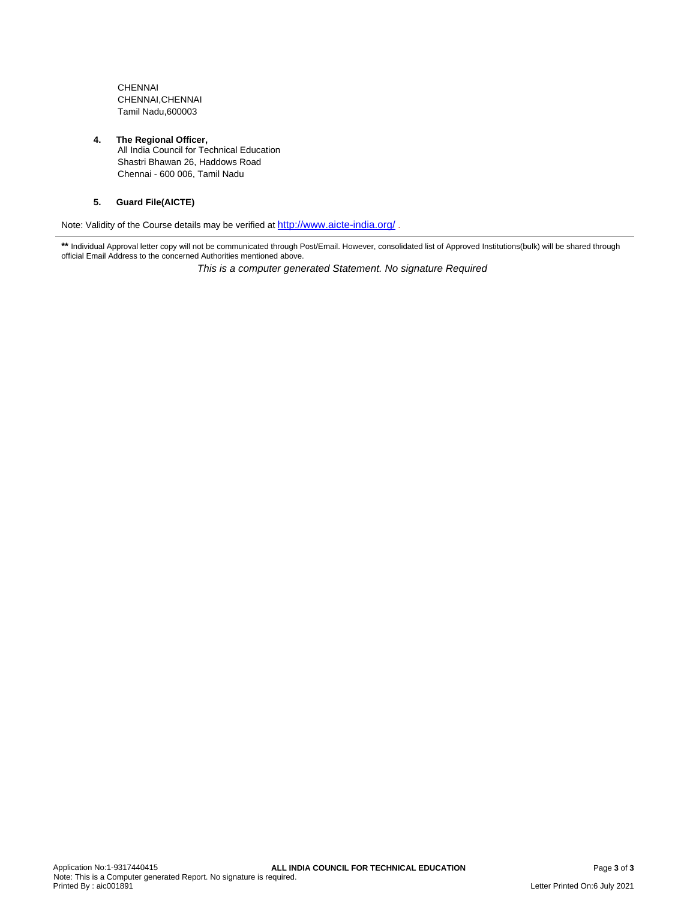CHENNAI
CHENNAI,CHENNAI
Tamil Nadu,600003

4. **The Regional Officer,**
   All India Council for Technical Education
   Shastri Bhawan 26, Haddows Road
   Chennai - 600 006, Tamil Nadu

5. **Guard File(AICTE)**

Note: Validity of the Course details may be verified at http://www.aicte-india.org/ .

---

**\*\*** Individual Approval letter copy will not be communicated through Post/Email. However, consolidated list of Approved Institutions(bulk) will be shared through official Email Address to the concerned Authorities mentioned above.

*This is a computer generated Statement. No signature Required*

Application No:1-9317440415 **ALL INDIA COUNCIL FOR TECHNICAL EDUCATION**
Note: This is a Computer generated Report. No signature is required.
Printed By : aic001891 Letter Printed On:6 July 2021